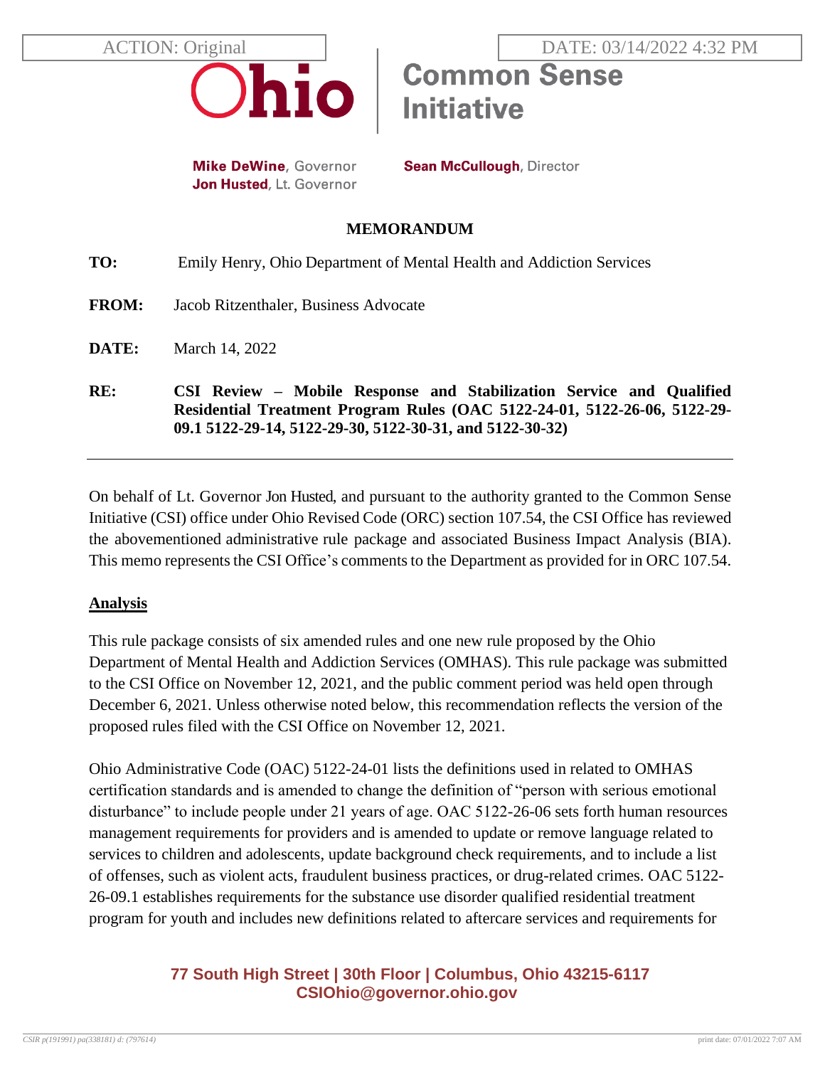ACTION: Original

DATE: 03/14/2022 4:32 PM

Ohio | Common Sense Initiative

**Mike DeWine**, Governor
**Jon Husted**, Lt. Governor

**Sean McCullough**, Director

## MEMORANDUM

**TO:** Emily Henry, Ohio Department of Mental Health and Addiction Services

**FROM:** Jacob Ritzenthaler, Business Advocate

**DATE:** March 14, 2022

**RE:** **CSI Review – Mobile Response and Stabilization Service and Qualified Residential Treatment Program Rules (OAC 5122-24-01, 5122-26-06, 5122-29-09.1 5122-29-14, 5122-29-30, 5122-30-31, and 5122-30-32)**

---

On behalf of Lt. Governor Jon Husted, and pursuant to the authority granted to the Common Sense Initiative (CSI) office under Ohio Revised Code (ORC) section 107.54, the CSI Office has reviewed the abovementioned administrative rule package and associated Business Impact Analysis (BIA). This memo represents the CSI Office's comments to the Department as provided for in ORC 107.54.

### Analysis

This rule package consists of six amended rules and one new rule proposed by the Ohio Department of Mental Health and Addiction Services (OMHAS). This rule package was submitted to the CSI Office on November 12, 2021, and the public comment period was held open through December 6, 2021. Unless otherwise noted below, this recommendation reflects the version of the proposed rules filed with the CSI Office on November 12, 2021.

Ohio Administrative Code (OAC) 5122-24-01 lists the definitions used in related to OMHAS certification standards and is amended to change the definition of "person with serious emotional disturbance" to include people under 21 years of age. OAC 5122-26-06 sets forth human resources management requirements for providers and is amended to update or remove language related to services to children and adolescents, update background check requirements, and to include a list of offenses, such as violent acts, fraudulent business practices, or drug-related crimes. OAC 5122-26-09.1 establishes requirements for the substance use disorder qualified residential treatment program for youth and includes new definitions related to aftercare services and requirements for

**77 South High Street | 30th Floor | Columbus, Ohio 43215-6117**
**CSIOhio@governor.ohio.gov**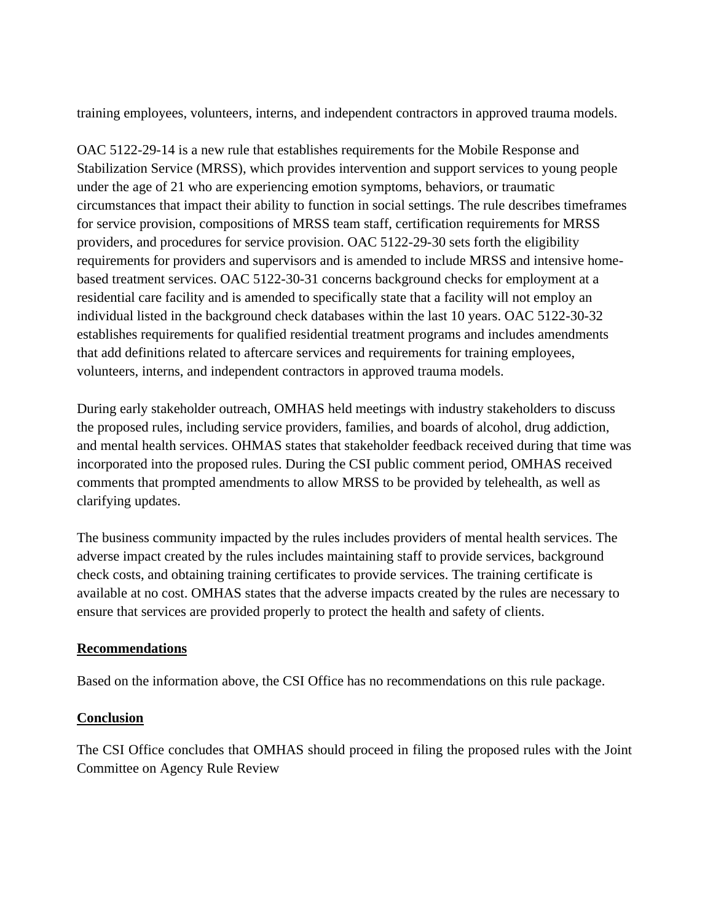training employees, volunteers, interns, and independent contractors in approved trauma models.

OAC 5122-29-14 is a new rule that establishes requirements for the Mobile Response and Stabilization Service (MRSS), which provides intervention and support services to young people under the age of 21 who are experiencing emotion symptoms, behaviors, or traumatic circumstances that impact their ability to function in social settings. The rule describes timeframes for service provision, compositions of MRSS team staff, certification requirements for MRSS providers, and procedures for service provision. OAC 5122-29-30 sets forth the eligibility requirements for providers and supervisors and is amended to include MRSS and intensive home-based treatment services. OAC 5122-30-31 concerns background checks for employment at a residential care facility and is amended to specifically state that a facility will not employ an individual listed in the background check databases within the last 10 years. OAC 5122-30-32 establishes requirements for qualified residential treatment programs and includes amendments that add definitions related to aftercare services and requirements for training employees, volunteers, interns, and independent contractors in approved trauma models.

During early stakeholder outreach, OMHAS held meetings with industry stakeholders to discuss the proposed rules, including service providers, families, and boards of alcohol, drug addiction, and mental health services. OHMAS states that stakeholder feedback received during that time was incorporated into the proposed rules. During the CSI public comment period, OMHAS received comments that prompted amendments to allow MRSS to be provided by telehealth, as well as clarifying updates.

The business community impacted by the rules includes providers of mental health services. The adverse impact created by the rules includes maintaining staff to provide services, background check costs, and obtaining training certificates to provide services. The training certificate is available at no cost. OMHAS states that the adverse impacts created by the rules are necessary to ensure that services are provided properly to protect the health and safety of clients.

## Recommendations

Based on the information above, the CSI Office has no recommendations on this rule package.

## Conclusion

The CSI Office concludes that OMHAS should proceed in filing the proposed rules with the Joint Committee on Agency Rule Review